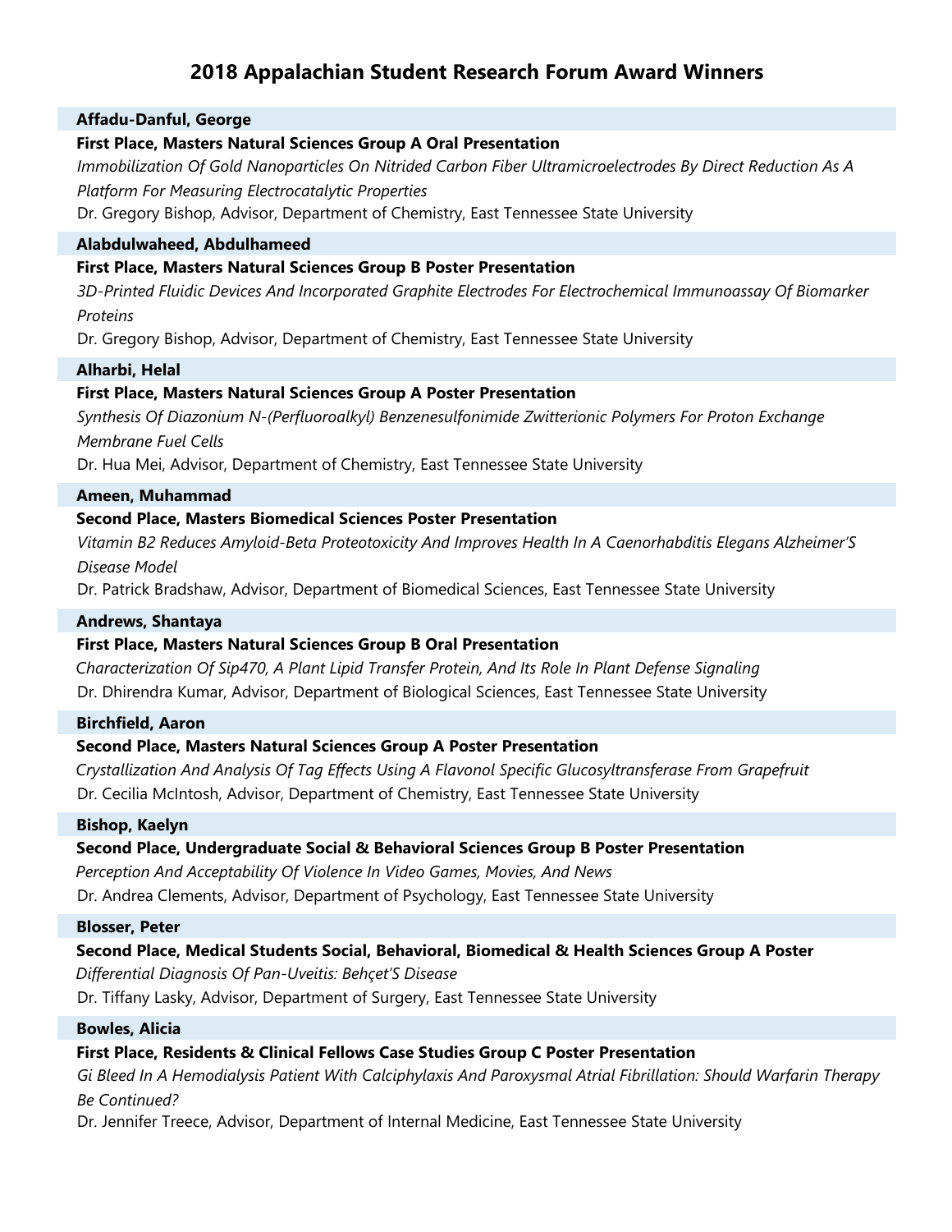# 2018 Appalachian Student Research Forum Award Winners

**Affadu-Danful, George**

**First Place, Masters Natural Sciences Group A Oral Presentation**

*Immobilization Of Gold Nanoparticles On Nitrided Carbon Fiber Ultramicroelectrodes By Direct Reduction As A Platform For Measuring Electrocatalytic Properties*

Dr. Gregory Bishop, Advisor, Department of Chemistry, East Tennessee State University

**Alabdulwaheed, Abdulhameed**

**First Place, Masters Natural Sciences Group B Poster Presentation**

*3D-Printed Fluidic Devices And Incorporated Graphite Electrodes For Electrochemical Immunoassay Of Biomarker Proteins*

Dr. Gregory Bishop, Advisor, Department of Chemistry, East Tennessee State University

**Alharbi, Helal**

**First Place, Masters Natural Sciences Group A Poster Presentation**

*Synthesis Of Diazonium N-(Perfluoroalkyl) Benzenesulfonimide Zwitterionic Polymers For Proton Exchange Membrane Fuel Cells*

Dr. Hua Mei, Advisor, Department of Chemistry, East Tennessee State University

**Ameen, Muhammad**

**Second Place, Masters Biomedical Sciences Poster Presentation**

*Vitamin B2 Reduces Amyloid-Beta Proteotoxicity And Improves Health In A Caenorhabditis Elegans Alzheimer'S Disease Model*

Dr. Patrick Bradshaw, Advisor, Department of Biomedical Sciences, East Tennessee State University

**Andrews, Shantaya**

**First Place, Masters Natural Sciences Group B Oral Presentation**

*Characterization Of Sip470, A Plant Lipid Transfer Protein, And Its Role In Plant Defense Signaling*

Dr. Dhirendra Kumar, Advisor, Department of Biological Sciences, East Tennessee State University

**Birchfield, Aaron**

**Second Place, Masters Natural Sciences Group A Poster Presentation**

*Crystallization And Analysis Of Tag Effects Using A Flavonol Specific Glucosyltransferase From Grapefruit*

Dr. Cecilia McIntosh, Advisor, Department of Chemistry, East Tennessee State University

**Bishop, Kaelyn**

**Second Place, Undergraduate Social & Behavioral Sciences Group B Poster Presentation**

*Perception And Acceptability Of Violence In Video Games, Movies, And News*

Dr. Andrea Clements, Advisor, Department of Psychology, East Tennessee State University

**Blosser, Peter**

**Second Place, Medical Students Social, Behavioral, Biomedical & Health Sciences Group A Poster**

*Differential Diagnosis Of Pan-Uveitis: Behçet'S Disease*

Dr. Tiffany Lasky, Advisor, Department of Surgery, East Tennessee State University

**Bowles, Alicia**

**First Place, Residents & Clinical Fellows Case Studies Group C Poster Presentation**

*Gi Bleed In A Hemodialysis Patient With Calciphylaxis And Paroxysmal Atrial Fibrillation: Should Warfarin Therapy Be Continued?*

Dr. Jennifer Treece, Advisor, Department of Internal Medicine, East Tennessee State University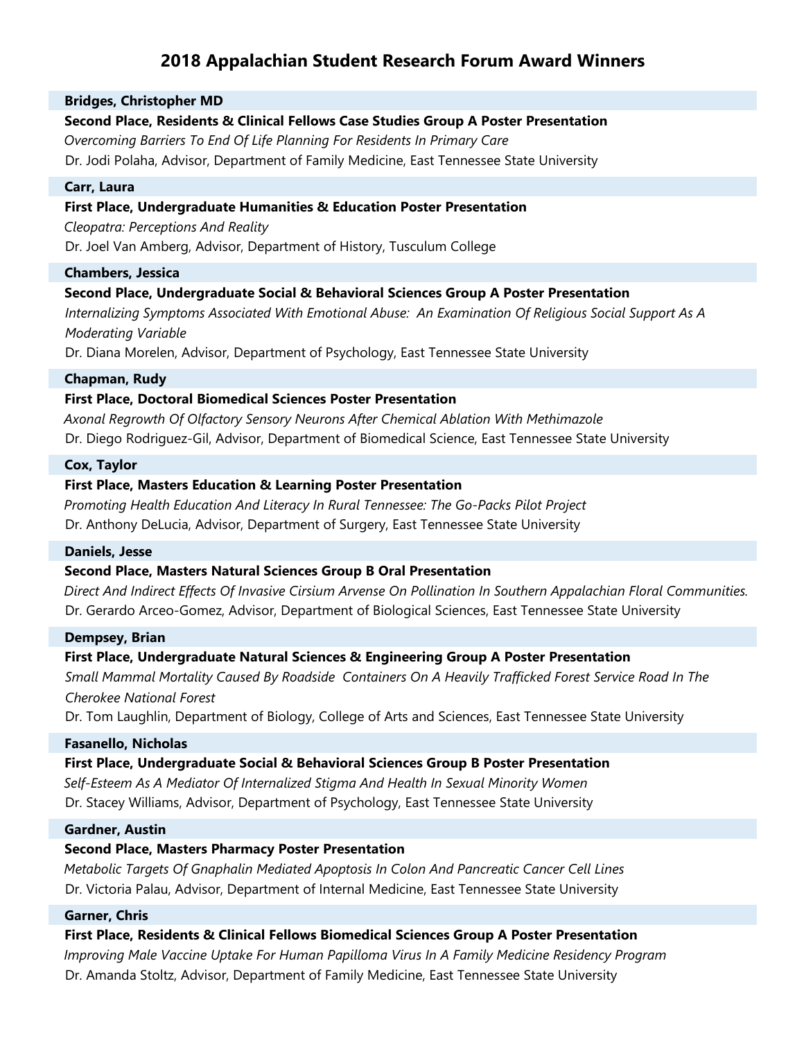# 2018 Appalachian Student Research Forum Award Winners

**Bridges, Christopher MD**

**Second Place, Residents & Clinical Fellows Case Studies Group A Poster Presentation**

*Overcoming Barriers To End Of Life Planning For Residents In Primary Care*

Dr. Jodi Polaha, Advisor, Department of Family Medicine, East Tennessee State University

**Carr, Laura**

**First Place, Undergraduate Humanities & Education Poster Presentation**

*Cleopatra: Perceptions And Reality*

Dr. Joel Van Amberg, Advisor, Department of History, Tusculum College

**Chambers, Jessica**

**Second Place, Undergraduate Social & Behavioral Sciences Group A Poster Presentation**

*Internalizing Symptoms Associated With Emotional Abuse: An Examination Of Religious Social Support As A Moderating Variable*

Dr. Diana Morelen, Advisor, Department of Psychology, East Tennessee State University

**Chapman, Rudy**

**First Place, Doctoral Biomedical Sciences Poster Presentation**

*Axonal Regrowth Of Olfactory Sensory Neurons After Chemical Ablation With Methimazole*

Dr. Diego Rodriguez-Gil, Advisor, Department of Biomedical Science, East Tennessee State University

**Cox, Taylor**

**First Place, Masters Education & Learning Poster Presentation**

*Promoting Health Education And Literacy In Rural Tennessee: The Go-Packs Pilot Project*

Dr. Anthony DeLucia, Advisor, Department of Surgery, East Tennessee State University

**Daniels, Jesse**

**Second Place, Masters Natural Sciences Group B Oral Presentation**

*Direct And Indirect Effects Of Invasive Cirsium Arvense On Pollination In Southern Appalachian Floral Communities.*

Dr. Gerardo Arceo-Gomez, Advisor, Department of Biological Sciences, East Tennessee State University

**Dempsey, Brian**

**First Place, Undergraduate Natural Sciences & Engineering Group A Poster Presentation**

*Small Mammal Mortality Caused By Roadside Containers On A Heavily Trafficked Forest Service Road In The Cherokee National Forest*

Dr. Tom Laughlin, Department of Biology, College of Arts and Sciences, East Tennessee State University

**Fasanello, Nicholas**

**First Place, Undergraduate Social & Behavioral Sciences Group B Poster Presentation**

*Self-Esteem As A Mediator Of Internalized Stigma And Health In Sexual Minority Women*

Dr. Stacey Williams, Advisor, Department of Psychology, East Tennessee State University

**Gardner, Austin**

**Second Place, Masters Pharmacy Poster Presentation**

*Metabolic Targets Of Gnaphalin Mediated Apoptosis In Colon And Pancreatic Cancer Cell Lines*

Dr. Victoria Palau, Advisor, Department of Internal Medicine, East Tennessee State University

**Garner, Chris**

**First Place, Residents & Clinical Fellows Biomedical Sciences Group A Poster Presentation**

*Improving Male Vaccine Uptake For Human Papilloma Virus In A Family Medicine Residency Program*

Dr. Amanda Stoltz, Advisor, Department of Family Medicine, East Tennessee State University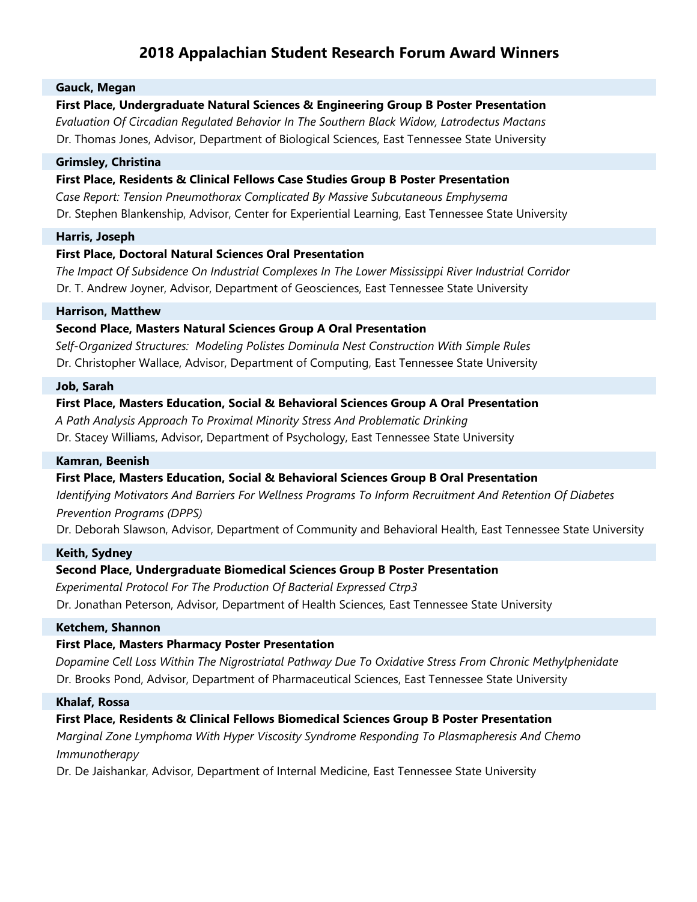# 2018 Appalachian Student Research Forum Award Winners

**Gauck, Megan**

**First Place, Undergraduate Natural Sciences & Engineering Group B Poster Presentation**

*Evaluation Of Circadian Regulated Behavior In The Southern Black Widow, Latrodectus Mactans*

Dr. Thomas Jones, Advisor, Department of Biological Sciences, East Tennessee State University

**Grimsley, Christina**

**First Place, Residents & Clinical Fellows Case Studies Group B Poster Presentation**

*Case Report: Tension Pneumothorax Complicated By Massive Subcutaneous Emphysema*

Dr. Stephen Blankenship, Advisor, Center for Experiential Learning, East Tennessee State University

**Harris, Joseph**

**First Place, Doctoral Natural Sciences Oral Presentation**

*The Impact Of Subsidence On Industrial Complexes In The Lower Mississippi River Industrial Corridor*

Dr. T. Andrew Joyner, Advisor, Department of Geosciences, East Tennessee State University

**Harrison, Matthew**

**Second Place, Masters Natural Sciences Group A Oral Presentation**

*Self-Organized Structures: Modeling Polistes Dominula Nest Construction With Simple Rules*

Dr. Christopher Wallace, Advisor, Department of Computing, East Tennessee State University

**Job, Sarah**

**First Place, Masters Education, Social & Behavioral Sciences Group A Oral Presentation**

*A Path Analysis Approach To Proximal Minority Stress And Problematic Drinking*

Dr. Stacey Williams, Advisor, Department of Psychology, East Tennessee State University

**Kamran, Beenish**

**First Place, Masters Education, Social & Behavioral Sciences Group B Oral Presentation**

*Identifying Motivators And Barriers For Wellness Programs To Inform Recruitment And Retention Of Diabetes Prevention Programs (DPPS)*

Dr. Deborah Slawson, Advisor, Department of Community and Behavioral Health, East Tennessee State University

**Keith, Sydney**

**Second Place, Undergraduate Biomedical Sciences Group B Poster Presentation**

*Experimental Protocol For The Production Of Bacterial Expressed Ctrp3*

Dr. Jonathan Peterson, Advisor, Department of Health Sciences, East Tennessee State University

**Ketchem, Shannon**

**First Place, Masters Pharmacy Poster Presentation**

*Dopamine Cell Loss Within The Nigrostriatal Pathway Due To Oxidative Stress From Chronic Methylphenidate*

Dr. Brooks Pond, Advisor, Department of Pharmaceutical Sciences, East Tennessee State University

**Khalaf, Rossa**

**First Place, Residents & Clinical Fellows Biomedical Sciences Group B Poster Presentation**

*Marginal Zone Lymphoma With Hyper Viscosity Syndrome Responding To Plasmapheresis And Chemo Immunotherapy*

Dr. De Jaishankar, Advisor, Department of Internal Medicine, East Tennessee State University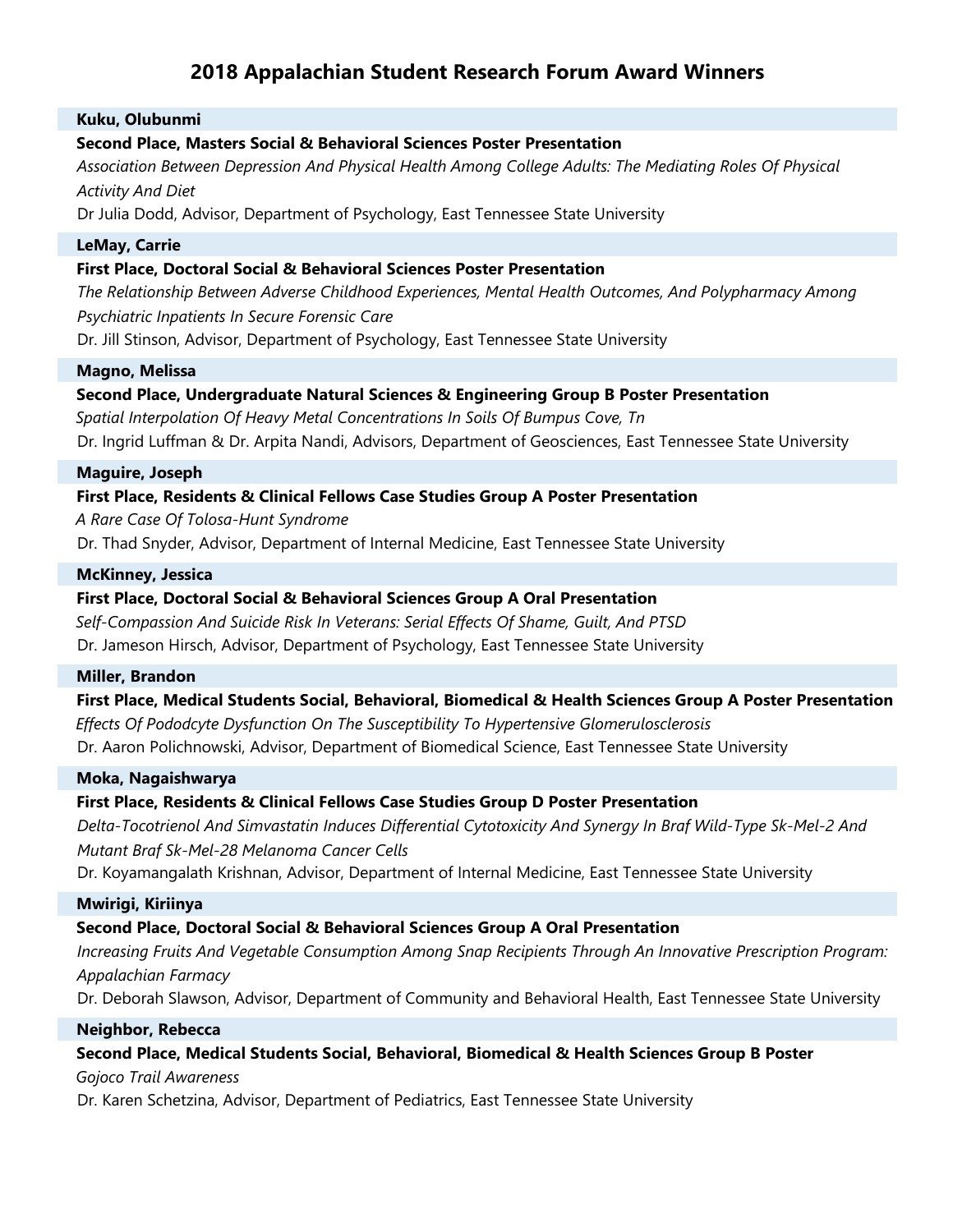# 2018 Appalachian Student Research Forum Award Winners

**Kuku, Olubunmi**

**Second Place, Masters Social & Behavioral Sciences Poster Presentation**

*Association Between Depression And Physical Health Among College Adults: The Mediating Roles Of Physical Activity And Diet*

Dr Julia Dodd, Advisor, Department of Psychology, East Tennessee State University

**LeMay, Carrie**

**First Place, Doctoral Social & Behavioral Sciences Poster Presentation**

*The Relationship Between Adverse Childhood Experiences, Mental Health Outcomes, And Polypharmacy Among Psychiatric Inpatients In Secure Forensic Care*

Dr. Jill Stinson, Advisor, Department of Psychology, East Tennessee State University

**Magno, Melissa**

**Second Place, Undergraduate Natural Sciences & Engineering Group B Poster Presentation**

*Spatial Interpolation Of Heavy Metal Concentrations In Soils Of Bumpus Cove, Tn*

Dr. Ingrid Luffman & Dr. Arpita Nandi, Advisors, Department of Geosciences, East Tennessee State University

**Maguire, Joseph**

**First Place, Residents & Clinical Fellows Case Studies Group A Poster Presentation**

*A Rare Case Of Tolosa-Hunt Syndrome*

Dr. Thad Snyder, Advisor, Department of Internal Medicine, East Tennessee State University

**McKinney, Jessica**

**First Place, Doctoral Social & Behavioral Sciences Group A Oral Presentation**

*Self-Compassion And Suicide Risk In Veterans: Serial Effects Of Shame, Guilt, And PTSD*

Dr. Jameson Hirsch, Advisor, Department of Psychology, East Tennessee State University

**Miller, Brandon**

**First Place, Medical Students Social, Behavioral, Biomedical & Health Sciences Group A Poster Presentation**

*Effects Of Pododcyte Dysfunction On The Susceptibility To Hypertensive Glomerulosclerosis*

Dr. Aaron Polichnowski, Advisor, Department of Biomedical Science, East Tennessee State University

**Moka, Nagaishwarya**

**First Place, Residents & Clinical Fellows Case Studies Group D Poster Presentation**

*Delta-Tocotrienol And Simvastatin Induces Differential Cytotoxicity And Synergy In Braf Wild-Type Sk-Mel-2 And Mutant Braf Sk-Mel-28 Melanoma Cancer Cells*

Dr. Koyamangalath Krishnan, Advisor, Department of Internal Medicine, East Tennessee State University

**Mwirigi, Kiriinya**

**Second Place, Doctoral Social & Behavioral Sciences Group A Oral Presentation**

*Increasing Fruits And Vegetable Consumption Among Snap Recipients Through An Innovative Prescription Program: Appalachian Farmacy*

Dr. Deborah Slawson, Advisor, Department of Community and Behavioral Health, East Tennessee State University

**Neighbor, Rebecca**

**Second Place, Medical Students Social, Behavioral, Biomedical & Health Sciences Group B Poster**

*Gojoco Trail Awareness*

Dr. Karen Schetzina, Advisor, Department of Pediatrics, East Tennessee State University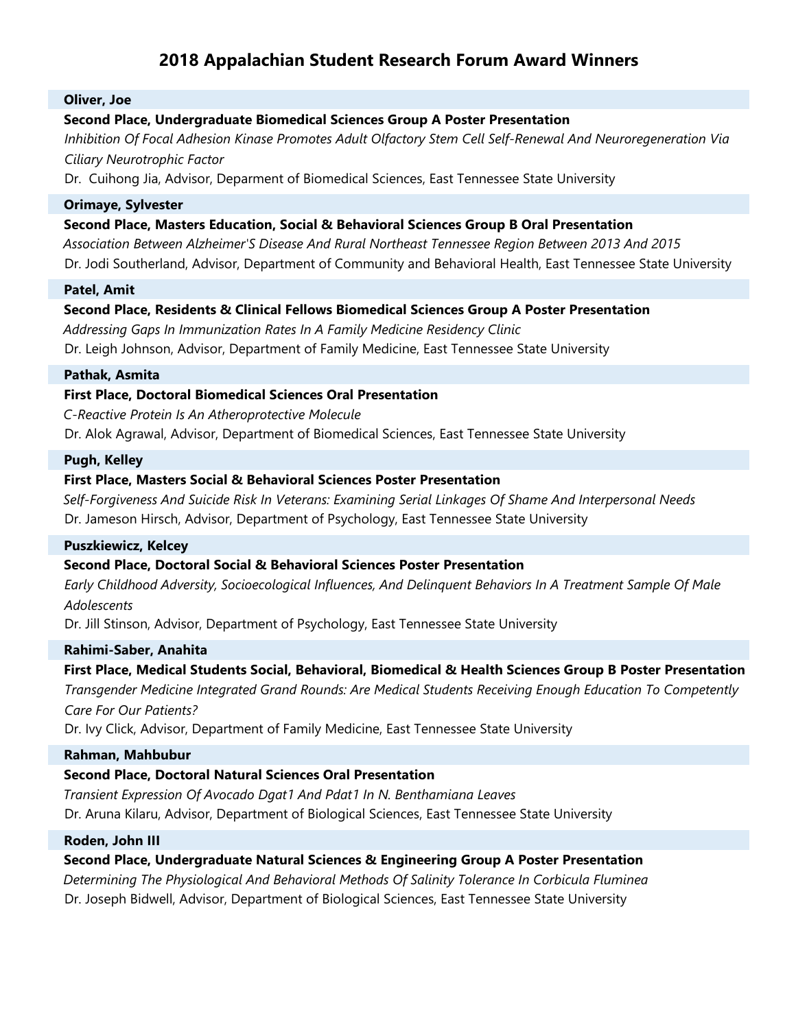# 2018 Appalachian Student Research Forum Award Winners

**Oliver, Joe**

**Second Place, Undergraduate Biomedical Sciences Group A Poster Presentation**

*Inhibition Of Focal Adhesion Kinase Promotes Adult Olfactory Stem Cell Self-Renewal And Neuroregeneration Via Ciliary Neurotrophic Factor*

Dr. Cuihong Jia, Advisor, Deparment of Biomedical Sciences, East Tennessee State University

**Orimaye, Sylvester**

**Second Place, Masters Education, Social & Behavioral Sciences Group B Oral Presentation**

*Association Between Alzheimer'S Disease And Rural Northeast Tennessee Region Between 2013 And 2015*

Dr. Jodi Southerland, Advisor, Department of Community and Behavioral Health, East Tennessee State University

**Patel, Amit**

**Second Place, Residents & Clinical Fellows Biomedical Sciences Group A Poster Presentation**

*Addressing Gaps In Immunization Rates In A Family Medicine Residency Clinic*

Dr. Leigh Johnson, Advisor, Department of Family Medicine, East Tennessee State University

**Pathak, Asmita**

**First Place, Doctoral Biomedical Sciences Oral Presentation**

*C-Reactive Protein Is An Atheroprotective Molecule*

Dr. Alok Agrawal, Advisor, Department of Biomedical Sciences, East Tennessee State University

**Pugh, Kelley**

**First Place, Masters Social & Behavioral Sciences Poster Presentation**

*Self-Forgiveness And Suicide Risk In Veterans: Examining Serial Linkages Of Shame And Interpersonal Needs*

Dr. Jameson Hirsch, Advisor, Department of Psychology, East Tennessee State University

**Puszkiewicz, Kelcey**

**Second Place, Doctoral Social & Behavioral Sciences Poster Presentation**

*Early Childhood Adversity, Socioecological Influences, And Delinquent Behaviors In A Treatment Sample Of Male Adolescents*

Dr. Jill Stinson, Advisor, Department of Psychology, East Tennessee State University

**Rahimi-Saber, Anahita**

**First Place, Medical Students Social, Behavioral, Biomedical & Health Sciences Group B Poster Presentation**

*Transgender Medicine Integrated Grand Rounds: Are Medical Students Receiving Enough Education To Competently Care For Our Patients?*

Dr. Ivy Click, Advisor, Department of Family Medicine, East Tennessee State University

**Rahman, Mahbubur**

**Second Place, Doctoral Natural Sciences Oral Presentation**

*Transient Expression Of Avocado Dgat1 And Pdat1 In N. Benthamiana Leaves*

Dr. Aruna Kilaru, Advisor, Department of Biological Sciences, East Tennessee State University

**Roden, John III**

**Second Place, Undergraduate Natural Sciences & Engineering Group A Poster Presentation**

*Determining The Physiological And Behavioral Methods Of Salinity Tolerance In Corbicula Fluminea*

Dr. Joseph Bidwell, Advisor, Department of Biological Sciences, East Tennessee State University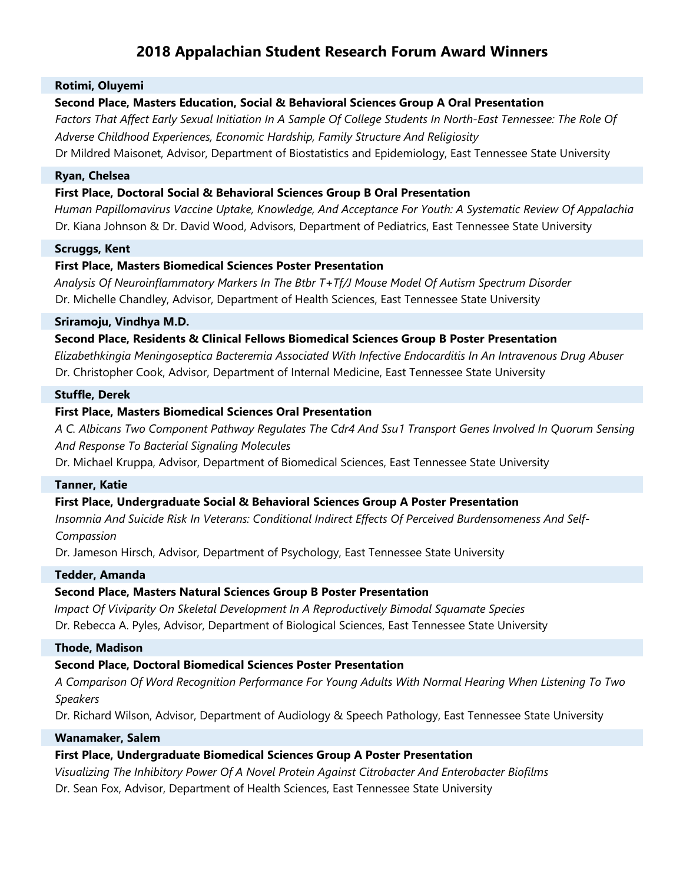# 2018 Appalachian Student Research Forum Award Winners

**Rotimi, Oluyemi**

**Second Place, Masters Education, Social & Behavioral Sciences Group A Oral Presentation**

*Factors That Affect Early Sexual Initiation In A Sample Of College Students In North-East Tennessee: The Role Of Adverse Childhood Experiences, Economic Hardship, Family Structure And Religiosity*

Dr Mildred Maisonet, Advisor, Department of Biostatistics and Epidemiology, East Tennessee State University

**Ryan, Chelsea**

**First Place, Doctoral Social & Behavioral Sciences Group B Oral Presentation**

*Human Papillomavirus Vaccine Uptake, Knowledge, And Acceptance For Youth: A Systematic Review Of Appalachia*

Dr. Kiana Johnson & Dr. David Wood, Advisors, Department of Pediatrics, East Tennessee State University

**Scruggs, Kent**

**First Place, Masters Biomedical Sciences Poster Presentation**

*Analysis Of Neuroinflammatory Markers In The Btbr T+Tf/J Mouse Model Of Autism Spectrum Disorder*

Dr. Michelle Chandley, Advisor, Department of Health Sciences, East Tennessee State University

**Sriramoju, Vindhya M.D.**

**Second Place, Residents & Clinical Fellows Biomedical Sciences Group B Poster Presentation**

*Elizabethkingia Meningoseptica Bacteremia Associated With Infective Endocarditis In An Intravenous Drug Abuser*

Dr. Christopher Cook, Advisor, Department of Internal Medicine, East Tennessee State University

**Stuffle, Derek**

**First Place, Masters Biomedical Sciences Oral Presentation**

*A C. Albicans Two Component Pathway Regulates The Cdr4 And Ssu1 Transport Genes Involved In Quorum Sensing And Response To Bacterial Signaling Molecules*

Dr. Michael Kruppa, Advisor, Department of Biomedical Sciences, East Tennessee State University

**Tanner, Katie**

**First Place, Undergraduate Social & Behavioral Sciences Group A Poster Presentation**

*Insomnia And Suicide Risk In Veterans: Conditional Indirect Effects Of Perceived Burdensomeness And Self-Compassion*

Dr. Jameson Hirsch, Advisor, Department of Psychology, East Tennessee State University

**Tedder, Amanda**

**Second Place, Masters Natural Sciences Group B Poster Presentation**

*Impact Of Viviparity On Skeletal Development In A Reproductively Bimodal Squamate Species*

Dr. Rebecca A. Pyles, Advisor, Department of Biological Sciences, East Tennessee State University

**Thode, Madison**

**Second Place, Doctoral Biomedical Sciences Poster Presentation**

*A Comparison Of Word Recognition Performance For Young Adults With Normal Hearing When Listening To Two Speakers*

Dr. Richard Wilson, Advisor, Department of Audiology & Speech Pathology, East Tennessee State University

**Wanamaker, Salem**

**First Place, Undergraduate Biomedical Sciences Group A Poster Presentation**

*Visualizing The Inhibitory Power Of A Novel Protein Against Citrobacter And Enterobacter Biofilms*

Dr. Sean Fox, Advisor, Department of Health Sciences, East Tennessee State University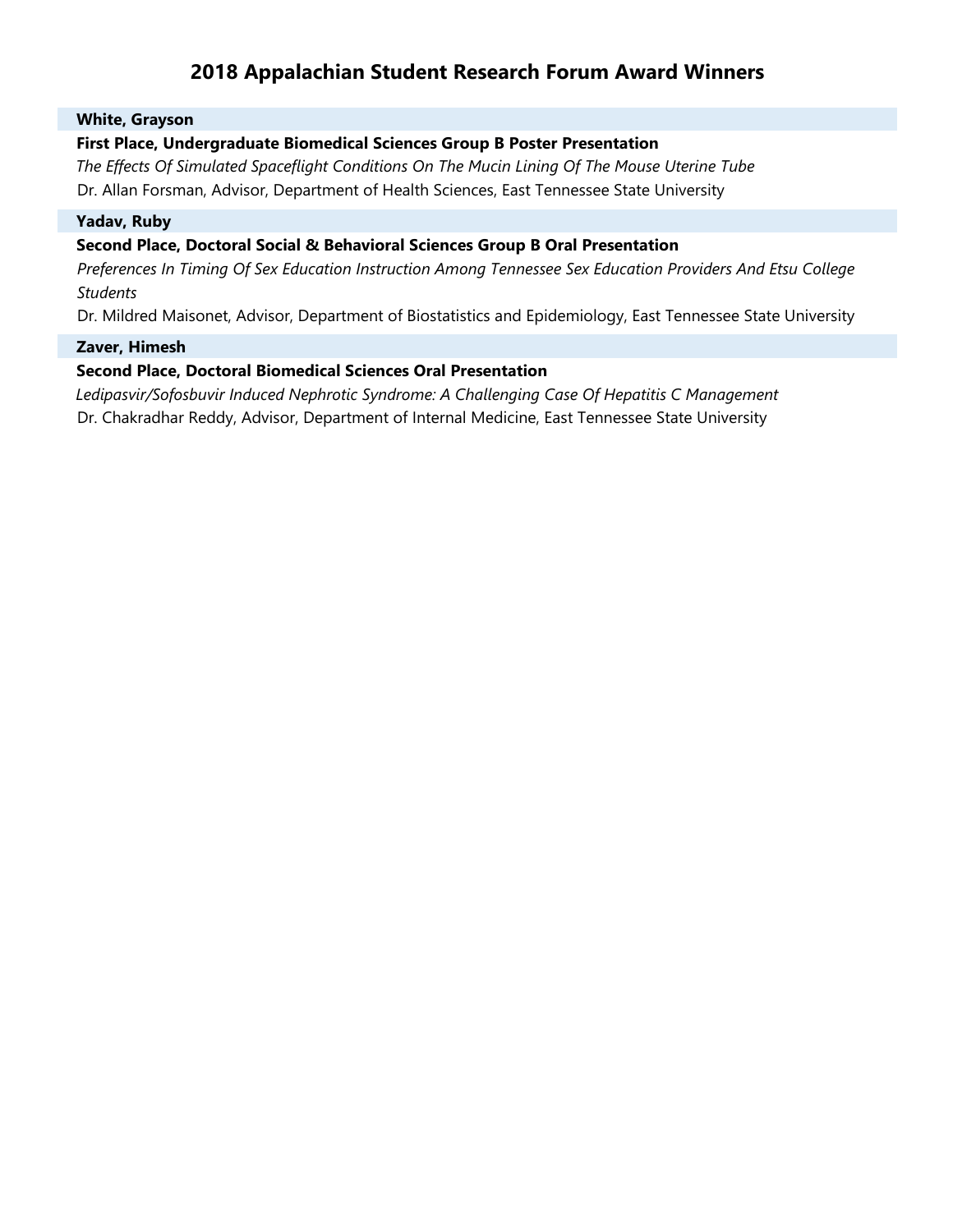## 2018 Appalachian Student Research Forum Award Winners

**White, Grayson**

**First Place, Undergraduate Biomedical Sciences Group B Poster Presentation**

*The Effects Of Simulated Spaceflight Conditions On The Mucin Lining Of The Mouse Uterine Tube*

Dr. Allan Forsman, Advisor, Department of Health Sciences, East Tennessee State University

**Yadav, Ruby**

**Second Place, Doctoral Social & Behavioral Sciences Group B Oral Presentation**

*Preferences In Timing Of Sex Education Instruction Among Tennessee Sex Education Providers And Etsu College Students*

Dr. Mildred Maisonet, Advisor, Department of Biostatistics and Epidemiology, East Tennessee State University

**Zaver, Himesh**

**Second Place, Doctoral Biomedical Sciences Oral Presentation**

*Ledipasvir/Sofosbuvir Induced Nephrotic Syndrome: A Challenging Case Of Hepatitis C Management*

Dr. Chakradhar Reddy, Advisor, Department of Internal Medicine, East Tennessee State University